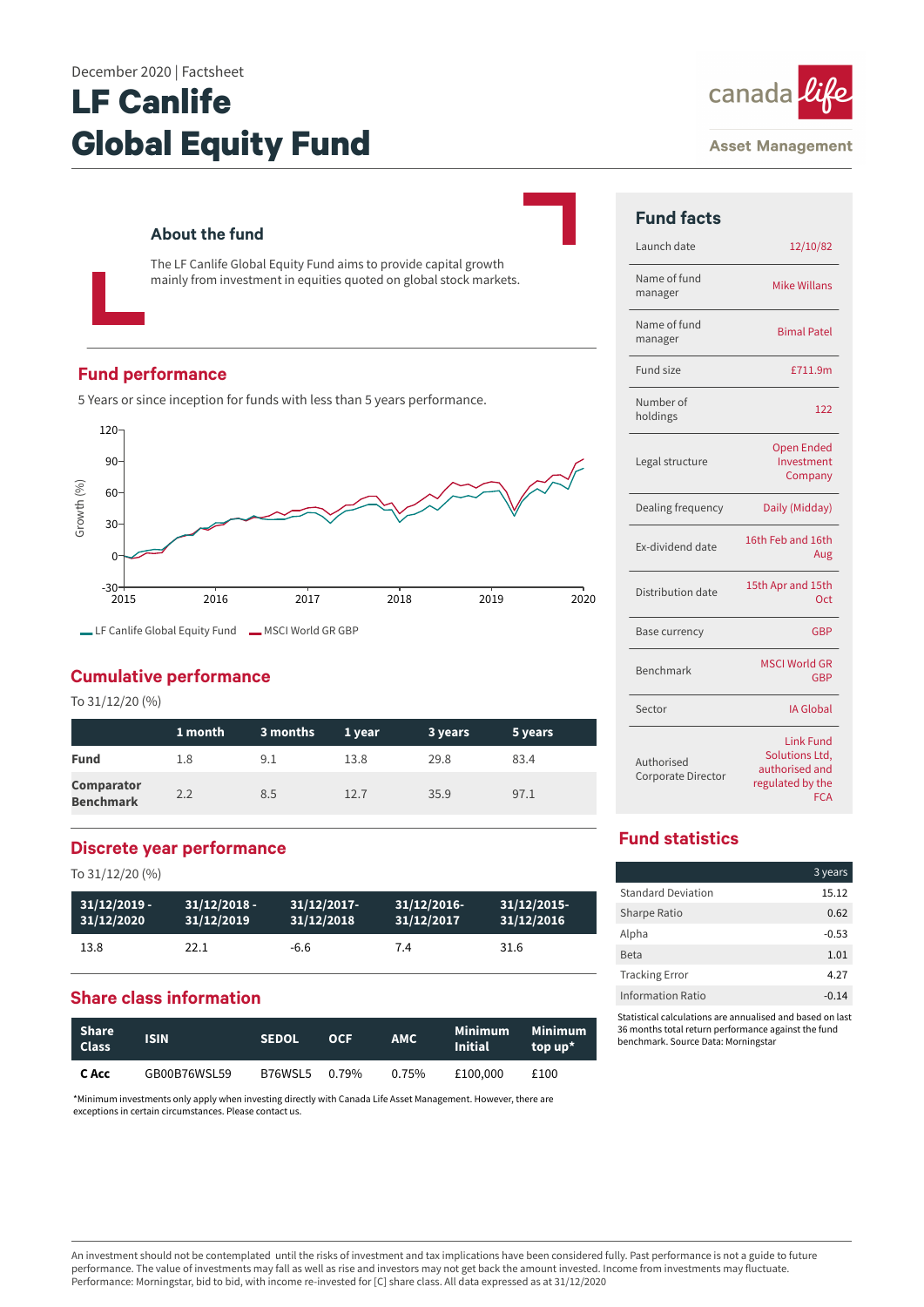December 2020 | Factsheet

# LF Canlife Global Equity Fund

canada life Asset Management

## About the fund

The LF Canlife Global Equity Fund aims to provide capital growth mainly from investment in equities quoted on global stock markets.

## Fund performance

5 Years or since inception for funds with less than 5 years performance.

LF Canlife Global Equity Fund | MSCI World GR GBP

## Cumulative performance

To 31/12/20 (%)

| | 1 month | 3 months | 1 year | 3 years | 5 years |
|---|---|---|---|---|---|
| **Fund** | 1.8 | 9.1 | 13.8 | 29.8 | 83.4 |
| **Comparator Benchmark** | 2.2 | 8.5 | 12.7 | 35.9 | 97.1 |

## Discrete year performance

To 31/12/20 (%)

| 31/12/2019 - 31/12/2020 | 31/12/2018 - 31/12/2019 | 31/12/2017- 31/12/2018 | 31/12/2016- 31/12/2017 | 31/12/2015- 31/12/2016 |
|---|---|---|---|---|
| 13.8 | 22.1 | -6.6 | 7.4 | 31.6 |

## Share class information

| Share Class | ISIN | SEDOL | OCF | AMC | Minimum Initial | Minimum top up* |
|---|---|---|---|---|---|---|
| **C Acc** | GB00B76WSL59 | B76WSL5 | 0.79% | 0.75% | £100,000 | £100 |

*Minimum investments only apply when investing directly with Canada Life Asset Management. However, there are exceptions in certain circumstances. Please contact us.

## Fund facts

| | |
|---|---|
| Launch date | 12/10/82 |
| Name of fund manager | Mike Willans |
| Name of fund manager | Bimal Patel |
| Fund size | £711.9m |
| Number of holdings | 122 |
| Legal structure | Open Ended Investment Company |
| Dealing frequency | Daily (Midday) |
| Ex-dividend date | 16th Feb and 16th Aug |
| Distribution date | 15th Apr and 15th Oct |
| Base currency | GBP |
| Benchmark | MSCI World GR GBP |
| Sector | IA Global |
| Authorised Corporate Director | Link Fund Solutions Ltd, authorised and regulated by the FCA |

## Fund statistics

| | 3 years |
|---|---|
| Standard Deviation | 15.12 |
| Sharpe Ratio | 0.62 |
| Alpha | -0.53 |
| Beta | 1.01 |
| Tracking Error | 4.27 |
| Information Ratio | -0.14 |

Statistical calculations are annualised and based on last 36 months total return performance against the fund benchmark. Source Data: Morningstar

An investment should not be contemplated until the risks of investment and tax implications have been considered fully. Past performance is not a guide to future performance. The value of investments may fall as well as rise and investors may not get back the amount invested. Income from investments may fluctuate. Performance: Morningstar, bid to bid, with income re-invested for [C] share class. All data expressed as at 31/12/2020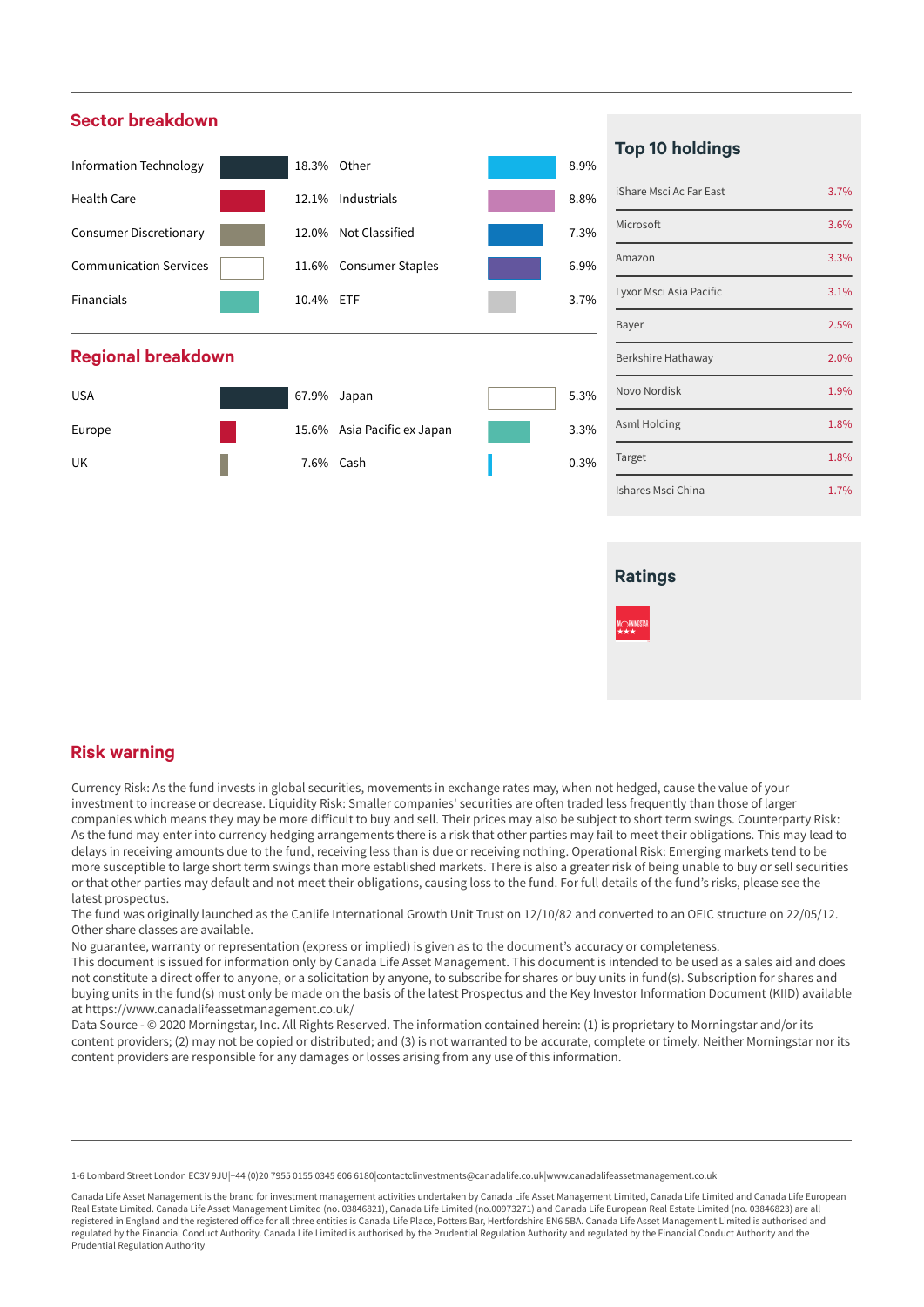## Sector breakdown

Information Technology 18.3%
Health Care 12.1%
Consumer Discretionary 12.0%
Communication Services 11.6%
Financials 10.4%
Other 8.9%
Industrials 8.8%
Not Classified 7.3%
Consumer Staples 6.9%
ETF 3.7%

## Regional breakdown

USA 67.9%
Europe 15.6%
UK 7.6%
Japan 5.3%
Asia Pacific ex Japan 3.3%
Cash 0.3%

## Top 10 holdings

| | |
|---|---|
| iShare Msci Ac Far East | 3.7% |
| Microsoft | 3.6% |
| Amazon | 3.3% |
| Lyxor Msci Asia Pacific | 3.1% |
| Bayer | 2.5% |
| Berkshire Hathaway | 2.0% |
| Novo Nordisk | 1.9% |
| Asml Holding | 1.8% |
| Target | 1.8% |
| Ishares Msci China | 1.7% |

## Ratings

MORNINGSTAR ★★★

## Risk warning

Currency Risk: As the fund invests in global securities, movements in exchange rates may, when not hedged, cause the value of your investment to increase or decrease. Liquidity Risk: Smaller companies' securities are often traded less frequently than those of larger companies which means they may be more difficult to buy and sell. Their prices may also be subject to short term swings. Counterparty Risk: As the fund may enter into currency hedging arrangements there is a risk that other parties may fail to meet their obligations. This may lead to delays in receiving amounts due to the fund, receiving less than is due or receiving nothing. Operational Risk: Emerging markets tend to be more susceptible to large short term swings than more established markets. There is also a greater risk of being unable to buy or sell securities or that other parties may default and not meet their obligations, causing loss to the fund. For full details of the fund's risks, please see the latest prospectus.

The fund was originally launched as the Canlife International Growth Unit Trust on 12/10/82 and converted to an OEIC structure on 22/05/12. Other share classes are available.

No guarantee, warranty or representation (express or implied) is given as to the document's accuracy or completeness.

This document is issued for information only by Canada Life Asset Management. This document is intended to be used as a sales aid and does not constitute a direct offer to anyone, or a solicitation by anyone, to subscribe for shares or buy units in fund(s). Subscription for shares and buying units in the fund(s) must only be made on the basis of the latest Prospectus and the Key Investor Information Document (KIID) available at https://www.canadalifeassetmanagement.co.uk/

Data Source - © 2020 Morningstar, Inc. All Rights Reserved. The information contained herein: (1) is proprietary to Morningstar and/or its content providers; (2) may not be copied or distributed; and (3) is not warranted to be accurate, complete or timely. Neither Morningstar nor its content providers are responsible for any damages or losses arising from any use of this information.

1-6 Lombard Street London EC3V 9JU|+44 (0)20 7955 0155 0345 606 6180|contactclinvestments@canadalife.co.uk|www.canadalifeassetmanagement.co.uk

Canada Life Asset Management is the brand for investment management activities undertaken by Canada Life Asset Management Limited, Canada Life Limited and Canada Life European Real Estate Limited. Canada Life Asset Management Limited (no. 03846821), Canada Life Limited (no.00973271) and Canada Life European Real Estate Limited (no. 03846823) are all registered in England and the registered office for all three entities is Canada Life Place, Potters Bar, Hertfordshire EN6 5BA. Canada Life Asset Management Limited is authorised and regulated by the Financial Conduct Authority. Canada Life Limited is authorised by the Prudential Regulation Authority and regulated by the Financial Conduct Authority and the Prudential Regulation Authority